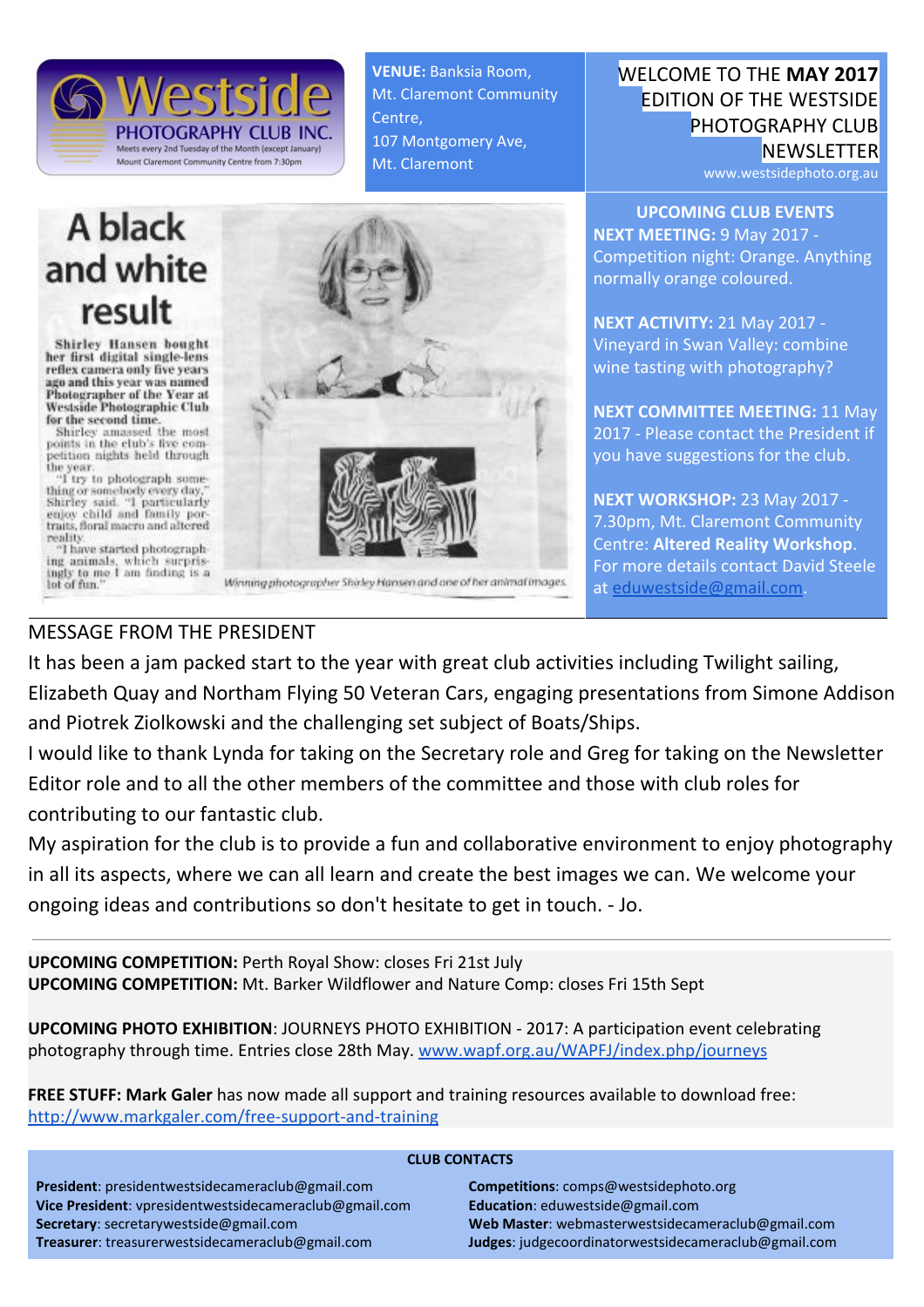Westside PHOTOGRAPHY CLUB INC.
Meets every 2nd Tuesday of the Month (except January)
Mount Claremont Community Centre from 7:30pm

**VENUE:** Banksia Room, Mt. Claremont Community Centre, 107 Montgomery Ave, Mt. Claremont

# WELCOME TO THE **MAY 2017** EDITION OF THE WESTSIDE PHOTOGRAPHY CLUB NEWSLETTER

www.westsidephoto.org.au

## A black and white result

**Shirley Hansen bought her first digital single-lens reflex camera only five years ago and this year was named Photographer of the Year at Westside Photographic Club for the second time.**

Shirley amassed the most points in the club's five competition nights held through the year.

"I try to photograph something or somebody every day," Shirley said. "I particularly enjoy child and family portraits, floral macro and altered reality.

"I have started photographing animals, which surprisingly to me I am finding is a lot of fun."

*Winning photographer Shirley Hansen and one of her animal images.*

## UPCOMING CLUB EVENTS

**NEXT MEETING:** 9 May 2017 - Competition night: Orange. Anything normally orange coloured.

**NEXT ACTIVITY:** 21 May 2017 - Vineyard in Swan Valley: combine wine tasting with photography?

**NEXT COMMITTEE MEETING:** 11 May 2017 - Please contact the President if you have suggestions for the club.

**NEXT WORKSHOP:** 23 May 2017 - 7.30pm, Mt. Claremont Community Centre: **Altered Reality Workshop**. For more details contact David Steele at eduwestside@gmail.com.

## MESSAGE FROM THE PRESIDENT

It has been a jam packed start to the year with great club activities including Twilight sailing, Elizabeth Quay and Northam Flying 50 Veteran Cars, engaging presentations from Simone Addison and Piotrek Ziolkowski and the challenging set subject of Boats/Ships.

I would like to thank Lynda for taking on the Secretary role and Greg for taking on the Newsletter Editor role and to all the other members of the committee and those with club roles for contributing to our fantastic club.

My aspiration for the club is to provide a fun and collaborative environment to enjoy photography in all its aspects, where we can all learn and create the best images we can. We welcome your ongoing ideas and contributions so don't hesitate to get in touch. - Jo.

---

**UPCOMING COMPETITION:** Perth Royal Show: closes Fri 21st July
**UPCOMING COMPETITION:** Mt. Barker Wildflower and Nature Comp: closes Fri 15th Sept

**UPCOMING PHOTO EXHIBITION**: JOURNEYS PHOTO EXHIBITION - 2017: A participation event celebrating photography through time. Entries close 28th May. www.wapf.org.au/WAPFJ/index.php/journeys

**FREE STUFF: Mark Galer** has now made all support and training resources available to download free: http://www.markgaler.com/free-support-and-training

### CLUB CONTACTS

**President**: presidentwestsidecameraclub@gmail.com
**Vice President**: vpresidentwestsidecameraclub@gmail.com
**Secretary**: secretarywestside@gmail.com
**Treasurer**: treasurerwestsidecameraclub@gmail.com
**Competitions**: comps@westsidephoto.org
**Education**: eduwestside@gmail.com
**Web Master**: webmasterwestsidecameraclub@gmail.com
**Judges**: judgecoordinatorwestsidecameraclub@gmail.com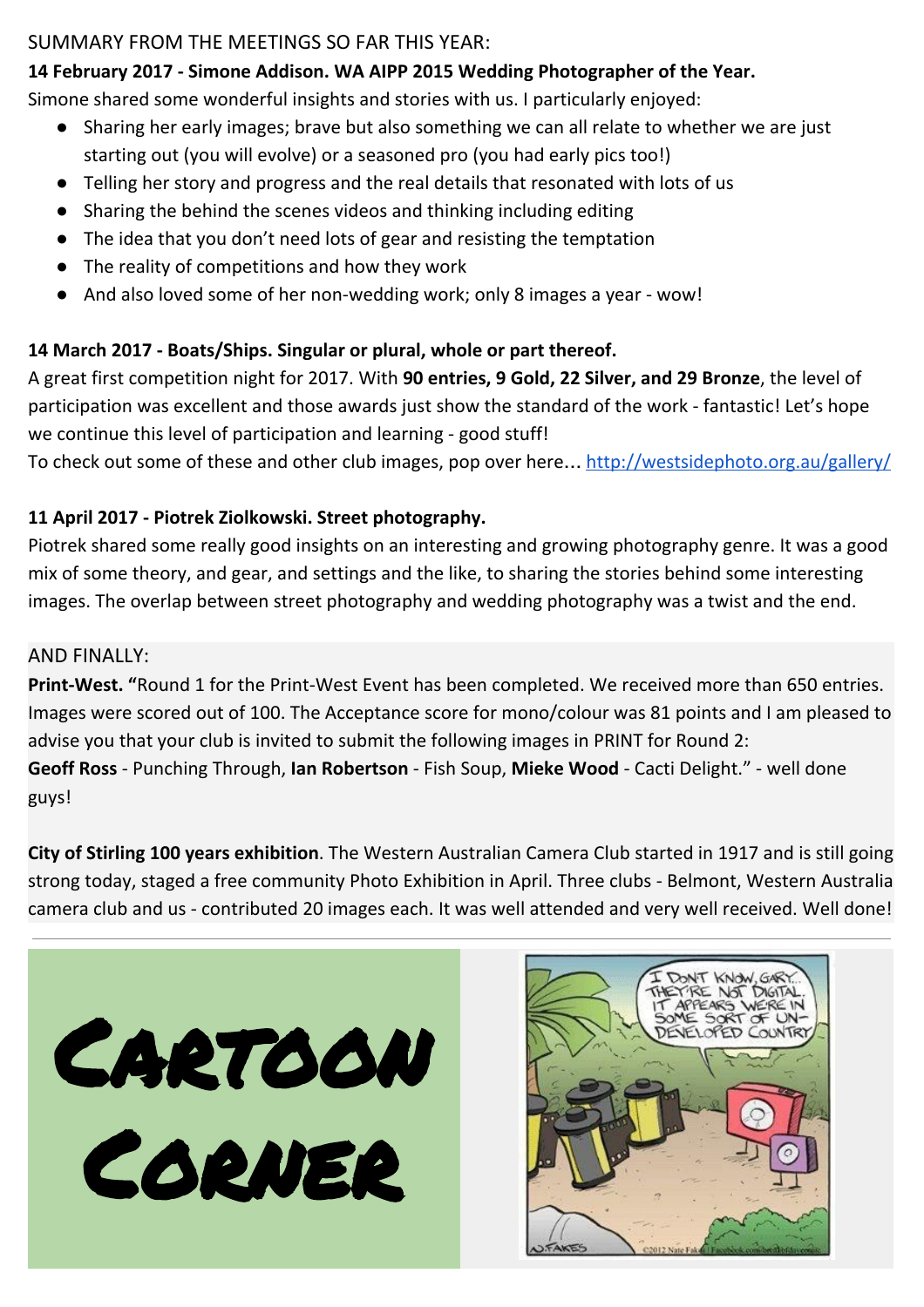SUMMARY FROM THE MEETINGS SO FAR THIS YEAR:

**14 February 2017 - Simone Addison. WA AIPP 2015 Wedding Photographer of the Year.**

Simone shared some wonderful insights and stories with us. I particularly enjoyed:

- Sharing her early images; brave but also something we can all relate to whether we are just starting out (you will evolve) or a seasoned pro (you had early pics too!)
- Telling her story and progress and the real details that resonated with lots of us
- Sharing the behind the scenes videos and thinking including editing
- The idea that you don't need lots of gear and resisting the temptation
- The reality of competitions and how they work
- And also loved some of her non-wedding work; only 8 images a year - wow!

**14 March 2017 - Boats/Ships. Singular or plural, whole or part thereof.**

A great first competition night for 2017. With **90 entries, 9 Gold, 22 Silver, and 29 Bronze**, the level of participation was excellent and those awards just show the standard of the work - fantastic! Let's hope we continue this level of participation and learning - good stuff!

To check out some of these and other club images, pop over here... [http://westsidephoto.org.au/gallery/](http://westsidephoto.org.au/gallery/)

**11 April 2017 - Piotrek Ziolkowski. Street photography.**

Piotrek shared some really good insights on an interesting and growing photography genre. It was a good mix of some theory, and gear, and settings and the like, to sharing the stories behind some interesting images. The overlap between street photography and wedding photography was a twist and the end.

AND FINALLY:

**Print-West. "**Round 1 for the Print-West Event has been completed. We received more than 650 entries. Images were scored out of 100. The Acceptance score for mono/colour was 81 points and I am pleased to advise you that your club is invited to submit the following images in PRINT for Round 2:
**Geoff Ross** - Punching Through, **Ian Robertson** - Fish Soup, **Mieke Wood** - Cacti Delight." - well done guys!

**City of Stirling 100 years exhibition**. The Western Australian Camera Club started in 1917 and is still going strong today, staged a free community Photo Exhibition in April. Three clubs - Belmont, Western Australia camera club and us - contributed 20 images each. It was well attended and very well received. Well done!

---

# Cartoon Corner